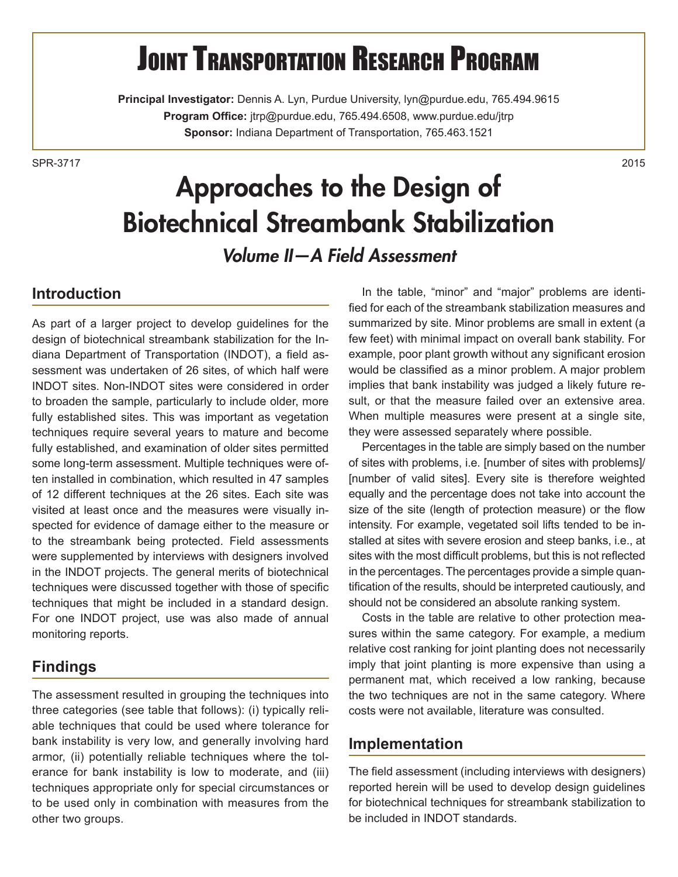# Joint Transportation Research Program

**Principal Investigator:** Dennis A. Lyn, Purdue University, lyn@purdue.edu, 765.494.9615
**Program Office:** jtrp@purdue.edu, 765.494.6508, www.purdue.edu/jtrp
**Sponsor:** Indiana Department of Transportation, 765.463.1521

SPR-3717 2015

# Approaches to the Design of Biotechnical Streambank Stabilization

## *Volume II—A Field Assessment*

## Introduction

As part of a larger project to develop guidelines for the design of biotechnical streambank stabilization for the Indiana Department of Transportation (INDOT), a field assessment was undertaken of 26 sites, of which half were INDOT sites. Non-INDOT sites were considered in order to broaden the sample, particularly to include older, more fully established sites. This was important as vegetation techniques require several years to mature and become fully established, and examination of older sites permitted some long-term assessment. Multiple techniques were often installed in combination, which resulted in 47 samples of 12 different techniques at the 26 sites. Each site was visited at least once and the measures were visually inspected for evidence of damage either to the measure or to the streambank being protected. Field assessments were supplemented by interviews with designers involved in the INDOT projects. The general merits of biotechnical techniques were discussed together with those of specific techniques that might be included in a standard design. For one INDOT project, use was also made of annual monitoring reports.

## Findings

The assessment resulted in grouping the techniques into three categories (see table that follows): (i) typically reliable techniques that could be used where tolerance for bank instability is very low, and generally involving hard armor, (ii) potentially reliable techniques where the tolerance for bank instability is low to moderate, and (iii) techniques appropriate only for special circumstances or to be used only in combination with measures from the other two groups.

In the table, "minor" and "major" problems are identified for each of the streambank stabilization measures and summarized by site. Minor problems are small in extent (a few feet) with minimal impact on overall bank stability. For example, poor plant growth without any significant erosion would be classified as a minor problem. A major problem implies that bank instability was judged a likely future result, or that the measure failed over an extensive area. When multiple measures were present at a single site, they were assessed separately where possible.

Percentages in the table are simply based on the number of sites with problems, i.e. [number of sites with problems]/[number of valid sites]. Every site is therefore weighted equally and the percentage does not take into account the size of the site (length of protection measure) or the flow intensity. For example, vegetated soil lifts tended to be installed at sites with severe erosion and steep banks, i.e., at sites with the most difficult problems, but this is not reflected in the percentages. The percentages provide a simple quantification of the results, should be interpreted cautiously, and should not be considered an absolute ranking system.

Costs in the table are relative to other protection measures within the same category. For example, a medium relative cost ranking for joint planting does not necessarily imply that joint planting is more expensive than using a permanent mat, which received a low ranking, because the two techniques are not in the same category. Where costs were not available, literature was consulted.

## Implementation

The field assessment (including interviews with designers) reported herein will be used to develop design guidelines for biotechnical techniques for streambank stabilization to be included in INDOT standards.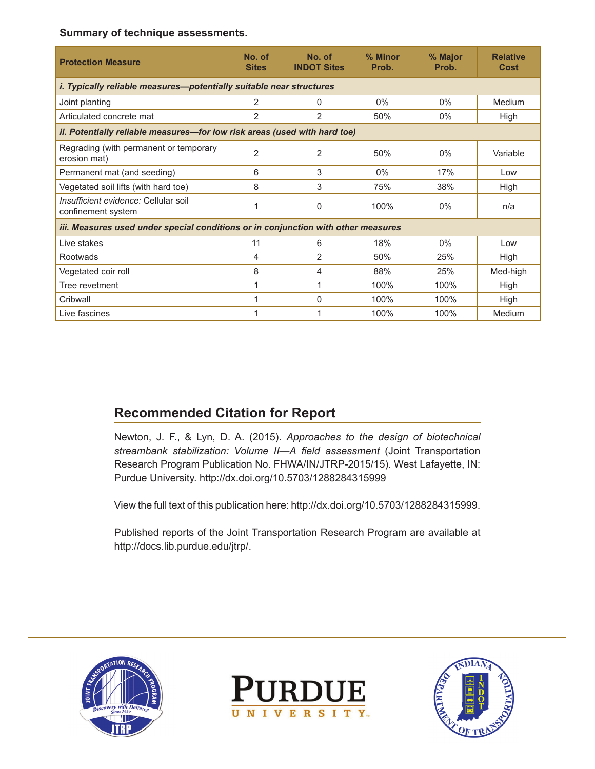**Summary of technique assessments.**

| Protection Measure | No. of Sites | No. of INDOT Sites | % Minor Prob. | % Major Prob. | Relative Cost |
|---|---|---|---|---|---|
| ***i. Typically reliable measures—potentially suitable near structures*** | | | | | |
| Joint planting | 2 | 0 | 0% | 0% | Medium |
| Articulated concrete mat | 2 | 2 | 50% | 0% | High |
| ***ii. Potentially reliable measures—for low risk areas (used with hard toe)*** | | | | | |
| Regrading (with permanent or temporary erosion mat) | 2 | 2 | 50% | 0% | Variable |
| Permanent mat (and seeding) | 6 | 3 | 0% | 17% | Low |
| Vegetated soil lifts (with hard toe) | 8 | 3 | 75% | 38% | High |
| *Insufficient evidence:* Cellular soil confinement system | 1 | 0 | 100% | 0% | n/a |
| ***iii. Measures used under special conditions or in conjunction with other measures*** | | | | | |
| Live stakes | 11 | 6 | 18% | 0% | Low |
| Rootwads | 4 | 2 | 50% | 25% | High |
| Vegetated coir roll | 8 | 4 | 88% | 25% | Med-high |
| Tree revetment | 1 | 1 | 100% | 100% | High |
| Cribwall | 1 | 0 | 100% | 100% | High |
| Live fascines | 1 | 1 | 100% | 100% | Medium |

## Recommended Citation for Report

Newton, J. F., & Lyn, D. A. (2015). *Approaches to the design of biotechnical streambank stabilization: Volume II—A field assessment* (Joint Transportation Research Program Publication No. FHWA/IN/JTRP-2015/15). West Lafayette, IN: Purdue University. http://dx.doi.org/10.5703/1288284315999

View the full text of this publication here: http://dx.doi.org/10.5703/1288284315999.

Published reports of the Joint Transportation Research Program are available at http://docs.lib.purdue.edu/jtrp/.